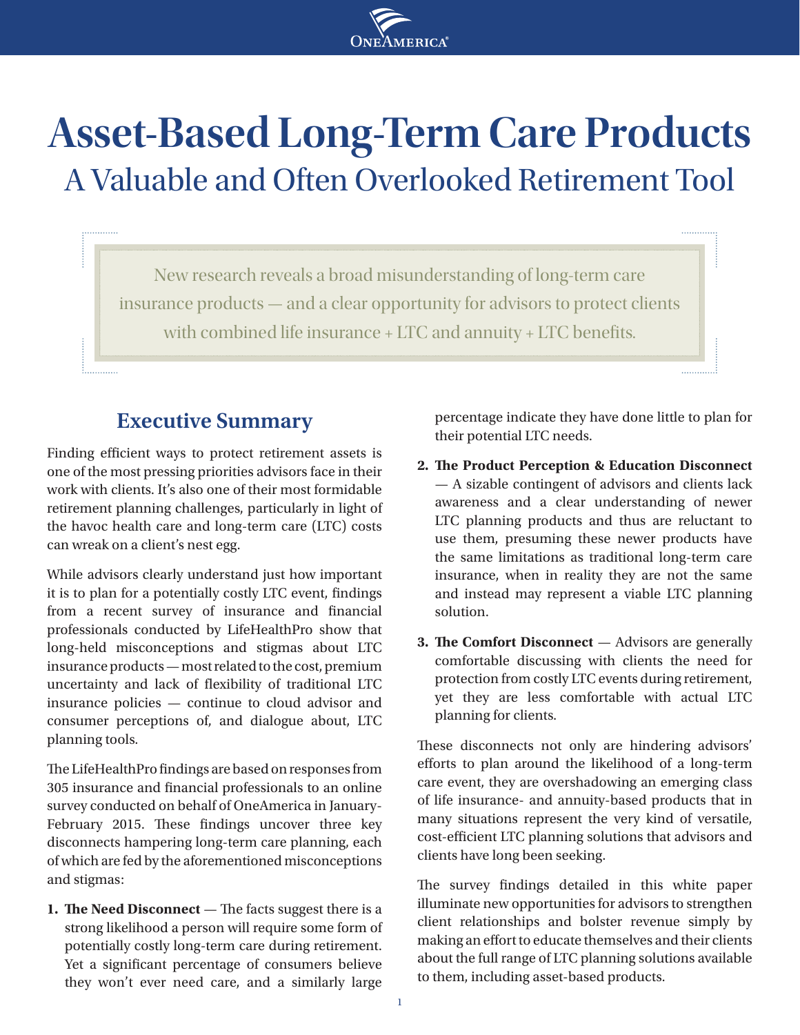# Asset-Based Long-Term Care Products

## A Valuable and Often Overlooked Retirement Tool

New research reveals a broad misunderstanding of long-term care insurance products — and a clear opportunity for advisors to protect clients with combined life insurance + LTC and annuity + LTC benefits.

## Executive Summary

Finding efficient ways to protect retirement assets is one of the most pressing priorities advisors face in their work with clients. It's also one of their most formidable retirement planning challenges, particularly in light of the havoc health care and long-term care (LTC) costs can wreak on a client's nest egg.

While advisors clearly understand just how important it is to plan for a potentially costly LTC event, findings from a recent survey of insurance and financial professionals conducted by LifeHealthPro show that long-held misconceptions and stigmas about LTC insurance products — most related to the cost, premium uncertainty and lack of flexibility of traditional LTC insurance policies — continue to cloud advisor and consumer perceptions of, and dialogue about, LTC planning tools.

The LifeHealthPro findings are based on responses from 305 insurance and financial professionals to an online survey conducted on behalf of OneAmerica in January-February 2015. These findings uncover three key disconnects hampering long-term care planning, each of which are fed by the aforementioned misconceptions and stigmas:

1. **The Need Disconnect** — The facts suggest there is a strong likelihood a person will require some form of potentially costly long-term care during retirement. Yet a significant percentage of consumers believe they won't ever need care, and a similarly large percentage indicate they have done little to plan for their potential LTC needs.
2. **The Product Perception & Education Disconnect** — A sizable contingent of advisors and clients lack awareness and a clear understanding of newer LTC planning products and thus are reluctant to use them, presuming these newer products have the same limitations as traditional long-term care insurance, when in reality they are not the same and instead may represent a viable LTC planning solution.
3. **The Comfort Disconnect** — Advisors are generally comfortable discussing with clients the need for protection from costly LTC events during retirement, yet they are less comfortable with actual LTC planning for clients.

These disconnects not only are hindering advisors' efforts to plan around the likelihood of a long-term care event, they are overshadowing an emerging class of life insurance- and annuity-based products that in many situations represent the very kind of versatile, cost-efficient LTC planning solutions that advisors and clients have long been seeking.

The survey findings detailed in this white paper illuminate new opportunities for advisors to strengthen client relationships and bolster revenue simply by making an effort to educate themselves and their clients about the full range of LTC planning solutions available to them, including asset-based products.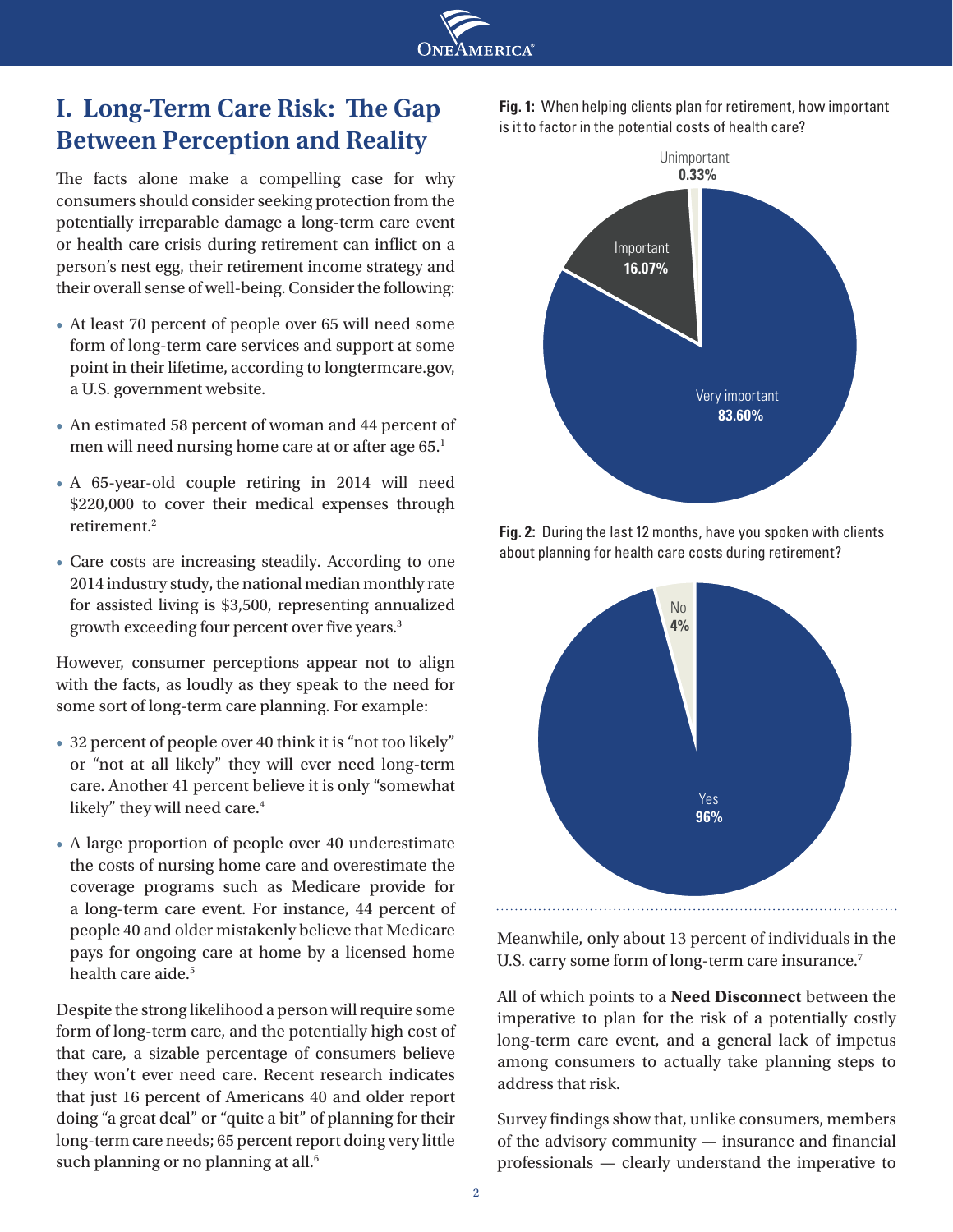## I. Long-Term Care Risk: The Gap Between Perception and Reality

The facts alone make a compelling case for why consumers should consider seeking protection from the potentially irreparable damage a long-term care event or health care crisis during retirement can inflict on a person's nest egg, their retirement income strategy and their overall sense of well-being. Consider the following:

- At least 70 percent of people over 65 will need some form of long-term care services and support at some point in their lifetime, according to longtermcare.gov, a U.S. government website.
- An estimated 58 percent of woman and 44 percent of men will need nursing home care at or after age 65.[1]
- A 65-year-old couple retiring in 2014 will need $220,000 to cover their medical expenses through retirement.[2]
- Care costs are increasing steadily. According to one 2014 industry study, the national median monthly rate for assisted living is $3,500, representing annualized growth exceeding four percent over five years.[3]

However, consumer perceptions appear not to align with the facts, as loudly as they speak to the need for some sort of long-term care planning. For example:

- 32 percent of people over 40 think it is "not too likely" or "not at all likely" they will ever need long-term care. Another 41 percent believe it is only "somewhat likely" they will need care.[4]
- A large proportion of people over 40 underestimate the costs of nursing home care and overestimate the coverage programs such as Medicare provide for a long-term care event. For instance, 44 percent of people 40 and older mistakenly believe that Medicare pays for ongoing care at home by a licensed home health care aide.[5]

Despite the strong likelihood a person will require some form of long-term care, and the potentially high cost of that care, a sizable percentage of consumers believe they won't ever need care. Recent research indicates that just 16 percent of Americans 40 and older report doing "a great deal" or "quite a bit" of planning for their long-term care needs; 65 percent report doing very little such planning or no planning at all.[6]

**Fig. 1:** When helping clients plan for retirement, how important is it to factor in the potential costs of health care?

Unimportant
0.33%
Important
16.07%
Very important
83.60%

**Fig. 2:** During the last 12 months, have you spoken with clients about planning for health care costs during retirement?

No
4%
Yes
96%

Meanwhile, only about 13 percent of individuals in the U.S. carry some form of long-term care insurance.[7]

All of which points to a **Need Disconnect** between the imperative to plan for the risk of a potentially costly long-term care event, and a general lack of impetus among consumers to actually take planning steps to address that risk.

Survey findings show that, unlike consumers, members of the advisory community — insurance and financial professionals — clearly understand the imperative to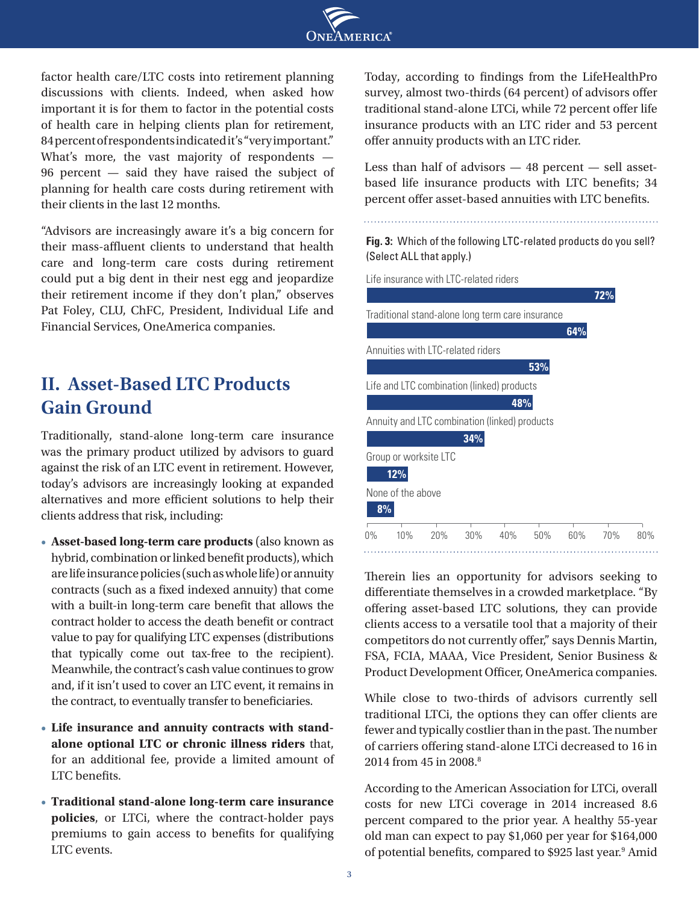factor health care/LTC costs into retirement planning discussions with clients. Indeed, when asked how important it is for them to factor in the potential costs of health care in helping clients plan for retirement, 84 percent of respondents indicated it's "very important." What's more, the vast majority of respondents — 96 percent — said they have raised the subject of planning for health care costs during retirement with their clients in the last 12 months.

"Advisors are increasingly aware it's a big concern for their mass-affluent clients to understand that health care and long-term care costs during retirement could put a big dent in their nest egg and jeopardize their retirement income if they don't plan," observes Pat Foley, CLU, ChFC, President, Individual Life and Financial Services, OneAmerica companies.

## II. Asset-Based LTC Products Gain Ground

Traditionally, stand-alone long-term care insurance was the primary product utilized by advisors to guard against the risk of an LTC event in retirement. However, today's advisors are increasingly looking at expanded alternatives and more efficient solutions to help their clients address that risk, including:

- **Asset-based long-term care products** (also known as hybrid, combination or linked benefit products), which are life insurance policies (such as whole life) or annuity contracts (such as a fixed indexed annuity) that come with a built-in long-term care benefit that allows the contract holder to access the death benefit or contract value to pay for qualifying LTC expenses (distributions that typically come out tax-free to the recipient). Meanwhile, the contract's cash value continues to grow and, if it isn't used to cover an LTC event, it remains in the contract, to eventually transfer to beneficiaries.
- **Life insurance and annuity contracts with stand-alone optional LTC or chronic illness riders** that, for an additional fee, provide a limited amount of LTC benefits.
- **Traditional stand-alone long-term care insurance policies**, or LTCi, where the contract-holder pays premiums to gain access to benefits for qualifying LTC events.

Today, according to findings from the LifeHealthPro survey, almost two-thirds (64 percent) of advisors offer traditional stand-alone LTCi, while 72 percent offer life insurance products with an LTC rider and 53 percent offer annuity products with an LTC rider.

Less than half of advisors — 48 percent — sell asset-based life insurance products with LTC benefits; 34 percent offer asset-based annuities with LTC benefits.

**Fig. 3:** Which of the following LTC-related products do you sell? (Select ALL that apply.)

Life insurance with LTC-related riders
72%
Traditional stand-alone long term care insurance
64%
Annuities with LTC-related riders
53%
Life and LTC combination (linked) products
48%
Annuity and LTC combination (linked) products
34%
Group or worksite LTC
12%
None of the above
8%

0% 10% 20% 30% 40% 50% 60% 70% 80%

Therein lies an opportunity for advisors seeking to differentiate themselves in a crowded marketplace. "By offering asset-based LTC solutions, they can provide clients access to a versatile tool that a majority of their competitors do not currently offer," says Dennis Martin, FSA, FCIA, MAAA, Vice President, Senior Business & Product Development Officer, OneAmerica companies.

While close to two-thirds of advisors currently sell traditional LTCi, the options they can offer clients are fewer and typically costlier than in the past. The number of carriers offering stand-alone LTCi decreased to 16 in 2014 from 45 in 2008.[8]

According to the American Association for LTCi, overall costs for new LTCi coverage in 2014 increased 8.6 percent compared to the prior year. A healthy 55-year old man can expect to pay $1,060 per year for $164,000 of potential benefits, compared to $925 last year.[9] Amid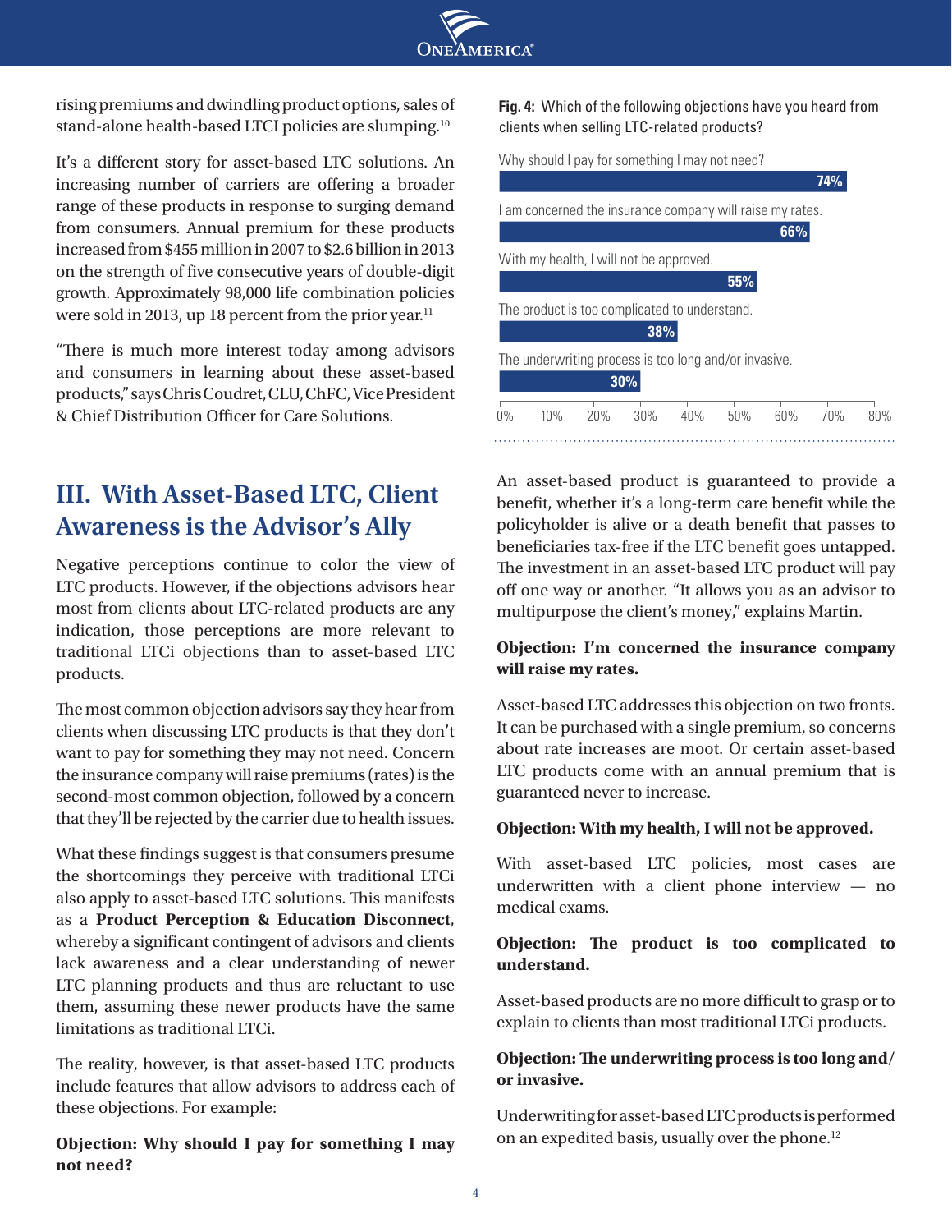rising premiums and dwindling product options, sales of stand-alone health-based LTCI policies are slumping.[10]

It's a different story for asset-based LTC solutions. An increasing number of carriers are offering a broader range of these products in response to surging demand from consumers. Annual premium for these products increased from $455 million in 2007 to $2.6 billion in 2013 on the strength of five consecutive years of double-digit growth. Approximately 98,000 life combination policies were sold in 2013, up 18 percent from the prior year.[11]

"There is much more interest today among advisors and consumers in learning about these asset-based products," says Chris Coudret, CLU, ChFC, Vice President & Chief Distribution Officer for Care Solutions.

**Fig. 4:** Which of the following objections have you heard from clients when selling LTC-related products?

Why should I pay for something I may not need?
74%
I am concerned the insurance company will raise my rates.
66%
With my health, I will not be approved.
55%
The product is too complicated to understand.
38%
The underwriting process is too long and/or invasive.
30%

0% 10% 20% 30% 40% 50% 60% 70% 80%

## III. With Asset-Based LTC, Client Awareness is the Advisor's Ally

Negative perceptions continue to color the view of LTC products. However, if the objections advisors hear most from clients about LTC-related products are any indication, those perceptions are more relevant to traditional LTCi objections than to asset-based LTC products.

The most common objection advisors say they hear from clients when discussing LTC products is that they don't want to pay for something they may not need. Concern the insurance company will raise premiums (rates) is the second-most common objection, followed by a concern that they'll be rejected by the carrier due to health issues.

What these findings suggest is that consumers presume the shortcomings they perceive with traditional LTCi also apply to asset-based LTC solutions. This manifests as a **Product Perception & Education Disconnect**, whereby a significant contingent of advisors and clients lack awareness and a clear understanding of newer LTC planning products and thus are reluctant to use them, assuming these newer products have the same limitations as traditional LTCi.

The reality, however, is that asset-based LTC products include features that allow advisors to address each of these objections. For example:

**Objection: Why should I pay for something I may not need?**

An asset-based product is guaranteed to provide a benefit, whether it's a long-term care benefit while the policyholder is alive or a death benefit that passes to beneficiaries tax-free if the LTC benefit goes untapped. The investment in an asset-based LTC product will pay off one way or another. "It allows you as an advisor to multipurpose the client's money," explains Martin.

**Objection: I'm concerned the insurance company will raise my rates.**

Asset-based LTC addresses this objection on two fronts. It can be purchased with a single premium, so concerns about rate increases are moot. Or certain asset-based LTC products come with an annual premium that is guaranteed never to increase.

**Objection: With my health, I will not be approved.**

With asset-based LTC policies, most cases are underwritten with a client phone interview — no medical exams.

**Objection: The product is too complicated to understand.**

Asset-based products are no more difficult to grasp or to explain to clients than most traditional LTCi products.

**Objection: The underwriting process is too long and/or invasive.**

Underwriting for asset-based LTC products is performed on an expedited basis, usually over the phone.[12]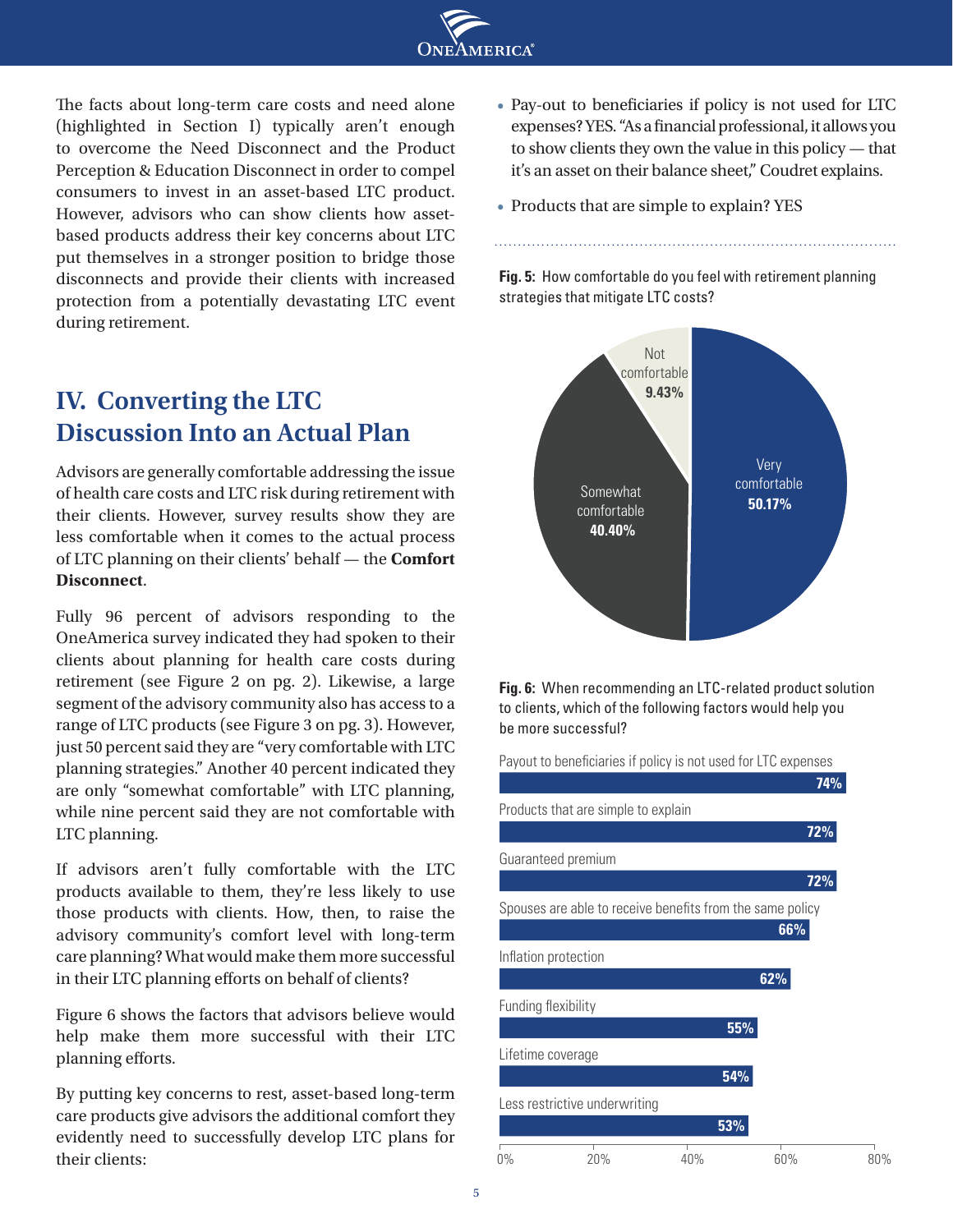The facts about long-term care costs and need alone (highlighted in Section I) typically aren't enough to overcome the Need Disconnect and the Product Perception & Education Disconnect in order to compel consumers to invest in an asset-based LTC product. However, advisors who can show clients how asset-based products address their key concerns about LTC put themselves in a stronger position to bridge those disconnects and provide their clients with increased protection from a potentially devastating LTC event during retirement.

## IV. Converting the LTC Discussion Into an Actual Plan

Advisors are generally comfortable addressing the issue of health care costs and LTC risk during retirement with their clients. However, survey results show they are less comfortable when it comes to the actual process of LTC planning on their clients' behalf — the **Comfort Disconnect**.

Fully 96 percent of advisors responding to the OneAmerica survey indicated they had spoken to their clients about planning for health care costs during retirement (see Figure 2 on pg. 2). Likewise, a large segment of the advisory community also has access to a range of LTC products (see Figure 3 on pg. 3). However, just 50 percent said they are "very comfortable with LTC planning strategies." Another 40 percent indicated they are only "somewhat comfortable" with LTC planning, while nine percent said they are not comfortable with LTC planning.

If advisors aren't fully comfortable with the LTC products available to them, they're less likely to use those products with clients. How, then, to raise the advisory community's comfort level with long-term care planning? What would make them more successful in their LTC planning efforts on behalf of clients?

Figure 6 shows the factors that advisors believe would help make them more successful with their LTC planning efforts.

By putting key concerns to rest, asset-based long-term care products give advisors the additional comfort they evidently need to successfully develop LTC plans for their clients:

- Pay-out to beneficiaries if policy is not used for LTC expenses? YES. "As a financial professional, it allows you to show clients they own the value in this policy — that it's an asset on their balance sheet," Coudret explains.
- Products that are simple to explain? YES

**Fig. 5:** How comfortable do you feel with retirement planning strategies that mitigate LTC costs?

Not comfortable **9.43%**

Very comfortable **50.17%**

Somewhat comfortable **40.40%**

**Fig. 6:** When recommending an LTC-related product solution to clients, which of the following factors would help you be more successful?

Payout to beneficiaries if policy is not used for LTC expenses 74%

Products that are simple to explain 72%

Guaranteed premium 72%

Spouses are able to receive benefits from the same policy 66%

Inflation protection 62%

Funding flexibility 55%

Lifetime coverage 54%

Less restrictive underwriting 53%

0% 20% 40% 60% 80%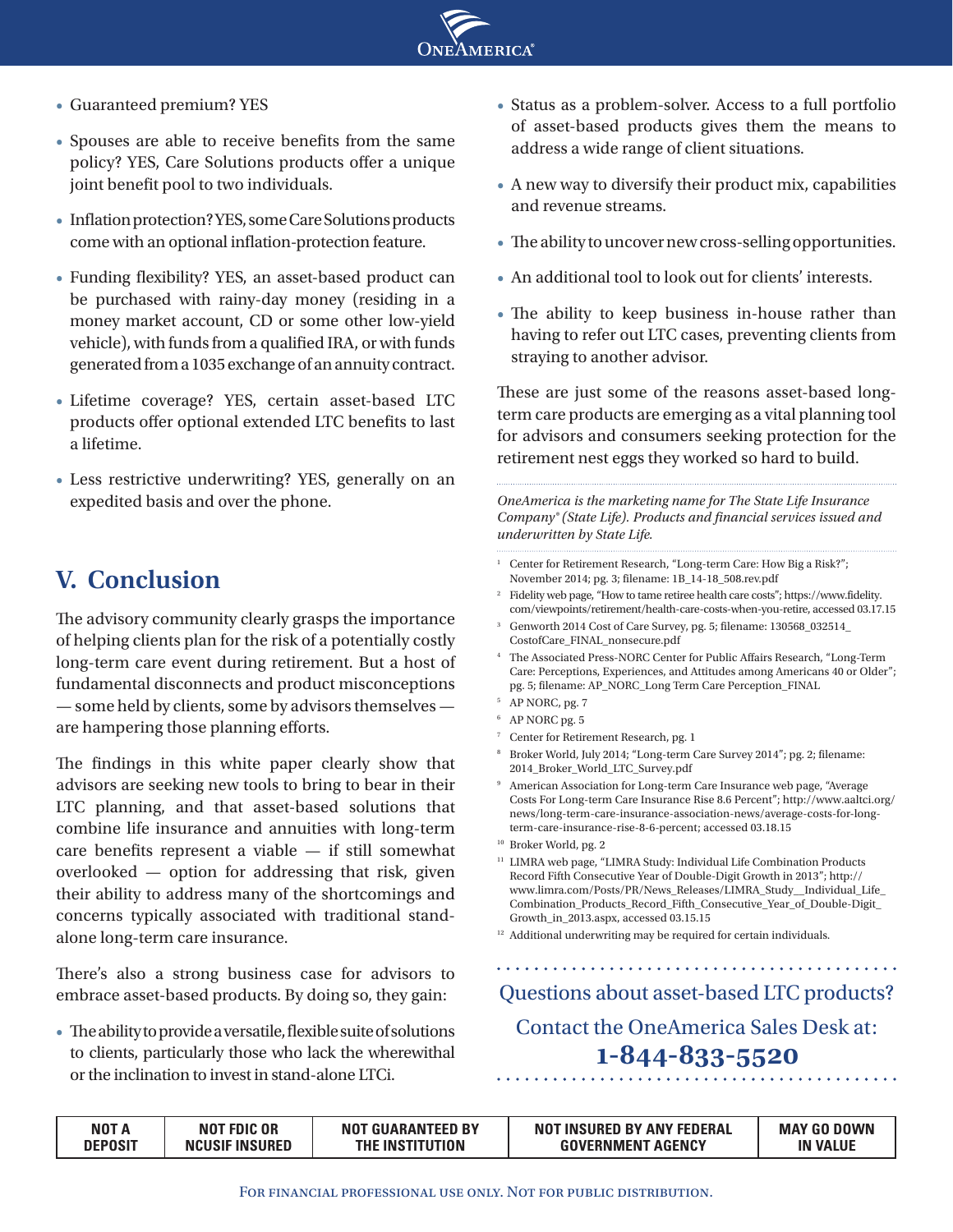- Guaranteed premium? YES
- Spouses are able to receive benefits from the same policy? YES, Care Solutions products offer a unique joint benefit pool to two individuals.
- Inflation protection? YES, some Care Solutions products come with an optional inflation-protection feature.
- Funding flexibility? YES, an asset-based product can be purchased with rainy-day money (residing in a money market account, CD or some other low-yield vehicle), with funds from a qualified IRA, or with funds generated from a 1035 exchange of an annuity contract.
- Lifetime coverage? YES, certain asset-based LTC products offer optional extended LTC benefits to last a lifetime.
- Less restrictive underwriting? YES, generally on an expedited basis and over the phone.

## V. Conclusion

The advisory community clearly grasps the importance of helping clients plan for the risk of a potentially costly long-term care event during retirement. But a host of fundamental disconnects and product misconceptions — some held by clients, some by advisors themselves — are hampering those planning efforts.

The findings in this white paper clearly show that advisors are seeking new tools to bring to bear in their LTC planning, and that asset-based solutions that combine life insurance and annuities with long-term care benefits represent a viable — if still somewhat overlooked — option for addressing that risk, given their ability to address many of the shortcomings and concerns typically associated with traditional stand-alone long-term care insurance.

There's also a strong business case for advisors to embrace asset-based products. By doing so, they gain:

- The ability to provide a versatile, flexible suite of solutions to clients, particularly those who lack the wherewithal or the inclination to invest in stand-alone LTCi.
- Status as a problem-solver. Access to a full portfolio of asset-based products gives them the means to address a wide range of client situations.
- A new way to diversify their product mix, capabilities and revenue streams.
- The ability to uncover new cross-selling opportunities.
- An additional tool to look out for clients' interests.
- The ability to keep business in-house rather than having to refer out LTC cases, preventing clients from straying to another advisor.

These are just some of the reasons asset-based long-term care products are emerging as a vital planning tool for advisors and consumers seeking protection for the retirement nest eggs they worked so hard to build.

*OneAmerica is the marketing name for The State Life Insurance Company® (State Life). Products and financial services issued and underwritten by State Life.*

[1] Center for Retirement Research, "Long-term Care: How Big a Risk?"; November 2014; pg. 3; filename: 1B_14-18_508.rev.pdf

[2] Fidelity web page, "How to tame retiree health care costs"; https://www.fidelity.com/viewpoints/retirement/health-care-costs-when-you-retire, accessed 03.17.15

[3] Genworth 2014 Cost of Care Survey, pg. 5; filename: 130568_032514_CostofCare_FINAL_nonsecure.pdf

[4] The Associated Press-NORC Center for Public Affairs Research, "Long-Term Care: Perceptions, Experiences, and Attitudes among Americans 40 or Older"; pg. 5; filename: AP_NORC_Long Term Care Perception_FINAL

[5] AP NORC, pg. 7

[6] AP NORC pg. 5

[7] Center for Retirement Research, pg. 1

[8] Broker World, July 2014; "Long-term Care Survey 2014"; pg. 2; filename: 2014_Broker_World_LTC_Survey.pdf

[9] American Association for Long-term Care Insurance web page, "Average Costs For Long-term Care Insurance Rise 8.6 Percent"; http://www.aaltci.org/news/long-term-care-insurance-association-news/average-costs-for-long-term-care-insurance-rise-8-6-percent; accessed 03.18.15

[10] Broker World, pg. 2

[11] LIMRA web page, "LIMRA Study: Individual Life Combination Products Record Fifth Consecutive Year of Double-Digit Growth in 2013"; http://www.limra.com/Posts/PR/News_Releases/LIMRA_Study__Individual_Life_Combination_Products_Record_Fifth_Consecutive_Year_of_Double-Digit_Growth_in_2013.aspx, accessed 03.15.15

[12] Additional underwriting may be required for certain individuals.

Questions about asset-based LTC products?

Contact the OneAmerica Sales Desk at:

**1-844-833-5520**

| | | | | |
|---|---|---|---|---|
| NOT A DEPOSIT | NOT FDIC OR NCUSIF INSURED | NOT GUARANTEED BY THE INSTITUTION | NOT INSURED BY ANY FEDERAL GOVERNMENT AGENCY | MAY GO DOWN IN VALUE |

For financial professional use only. Not for public distribution.